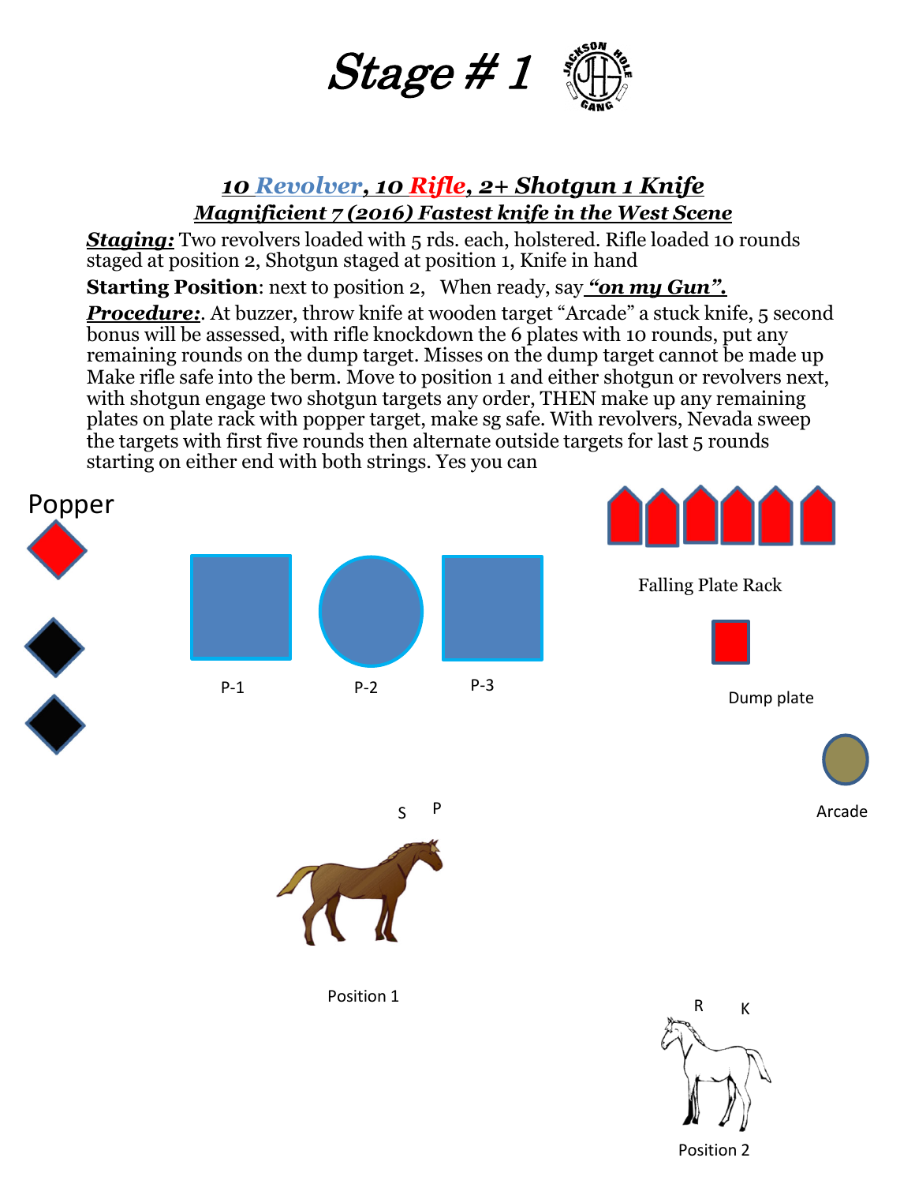# *Stage # 1*

## ***10 Revolver, 10 Rifle, 2+ Shotgun 1 Knife***

***Magnificient 7 (2016) Fastest knife in the West Scene***

***Staging:*** Two revolvers loaded with 5 rds. each, holstered. Rifle loaded 10 rounds staged at position 2, Shotgun staged at position 1, Knife in hand

**Starting Position**: next to position 2, When ready, say ***"on my Gun".***

***Procedure:***. At buzzer, throw knife at wooden target "Arcade" a stuck knife, 5 second bonus will be assessed, with rifle knockdown the 6 plates with 10 rounds, put any remaining rounds on the dump target. Misses on the dump target cannot be made up Make rifle safe into the berm. Move to position 1 and either shotgun or revolvers next, with shotgun engage two shotgun targets any order, THEN make up any remaining plates on plate rack with popper target, make sg safe. With revolvers, Nevada sweep the targets with first five rounds then alternate outside targets for last 5 rounds starting on either end with both strings. Yes you can

Popper

Falling Plate Rack

P-1 P-2 P-3

Dump plate

Arcade

S P

Position 1

R K

Position 2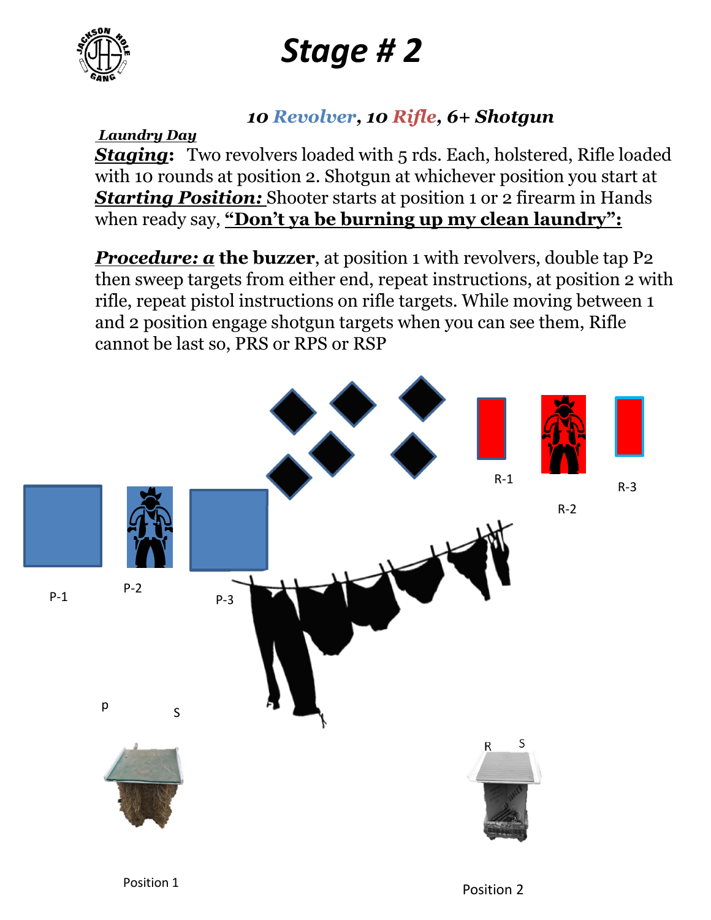# Stage # 2

***10 Revolver, 10 Rifle, 6+ Shotgun***

***Laundry Day***

***Staging*:** Two revolvers loaded with 5 rds. Each, holstered, Rifle loaded with 10 rounds at position 2. Shotgun at whichever position you start at

***Starting Position:*** Shooter starts at position 1 or 2 firearm in Hands when ready say, **"Don't ya be burning up my clean laundry":**

***Procedure: a* the buzzer**, at position 1 with revolvers, double tap P2 then sweep targets from either end, repeat instructions, at position 2 with rifle, repeat pistol instructions on rifle targets. While moving between 1 and 2 position engage shotgun targets when you can see them, Rifle cannot be last so, PRS or RPS or RSP

R-1 R-2 R-3

P-1 P-2 P-3

p S

R S

Position 1

Position 2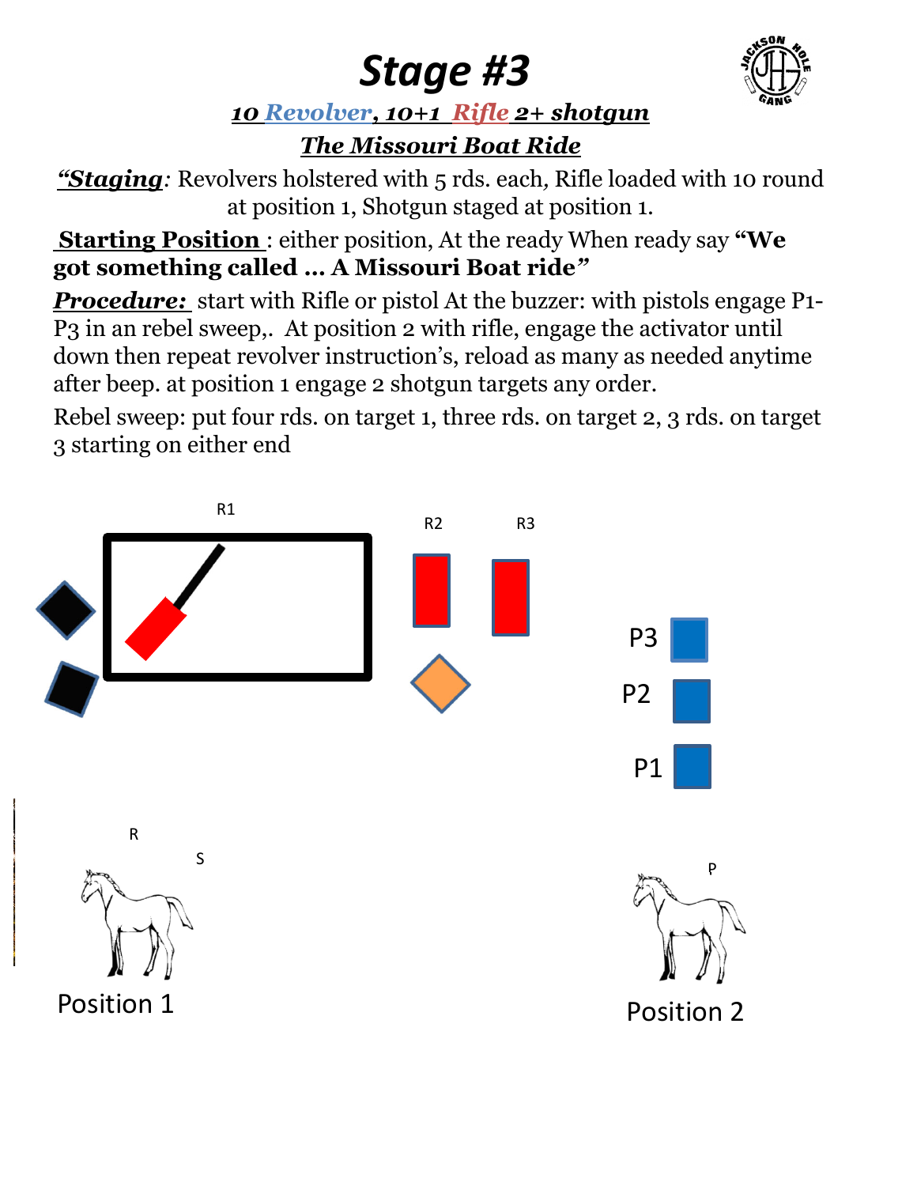# Stage #3

### ***10 Revolver, 10+1 Rifle 2+ shotgun***

### ***The Missouri Boat Ride***

***"Staging**:* Revolvers holstered with 5 rds. each*,* Rifle loaded with 10 round at position 1, Shotgun staged at position 1.

**Starting Position** : either position, At the ready When ready say **"We got something called … A Missouri Boat ride"**

***Procedure:*** start with Rifle or pistol At the buzzer: with pistols engage P1-P3 in an rebel sweep,. At position 2 with rifle, engage the activator until down then repeat revolver instruction's, reload as many as needed anytime after beep. at position 1 engage 2 shotgun targets any order.

Rebel sweep: put four rds. on target 1, three rds. on target 2, 3 rds. on target 3 starting on either end

R1 R2 R3

P3

P2

P1

R

S

P

Position 1

Position 2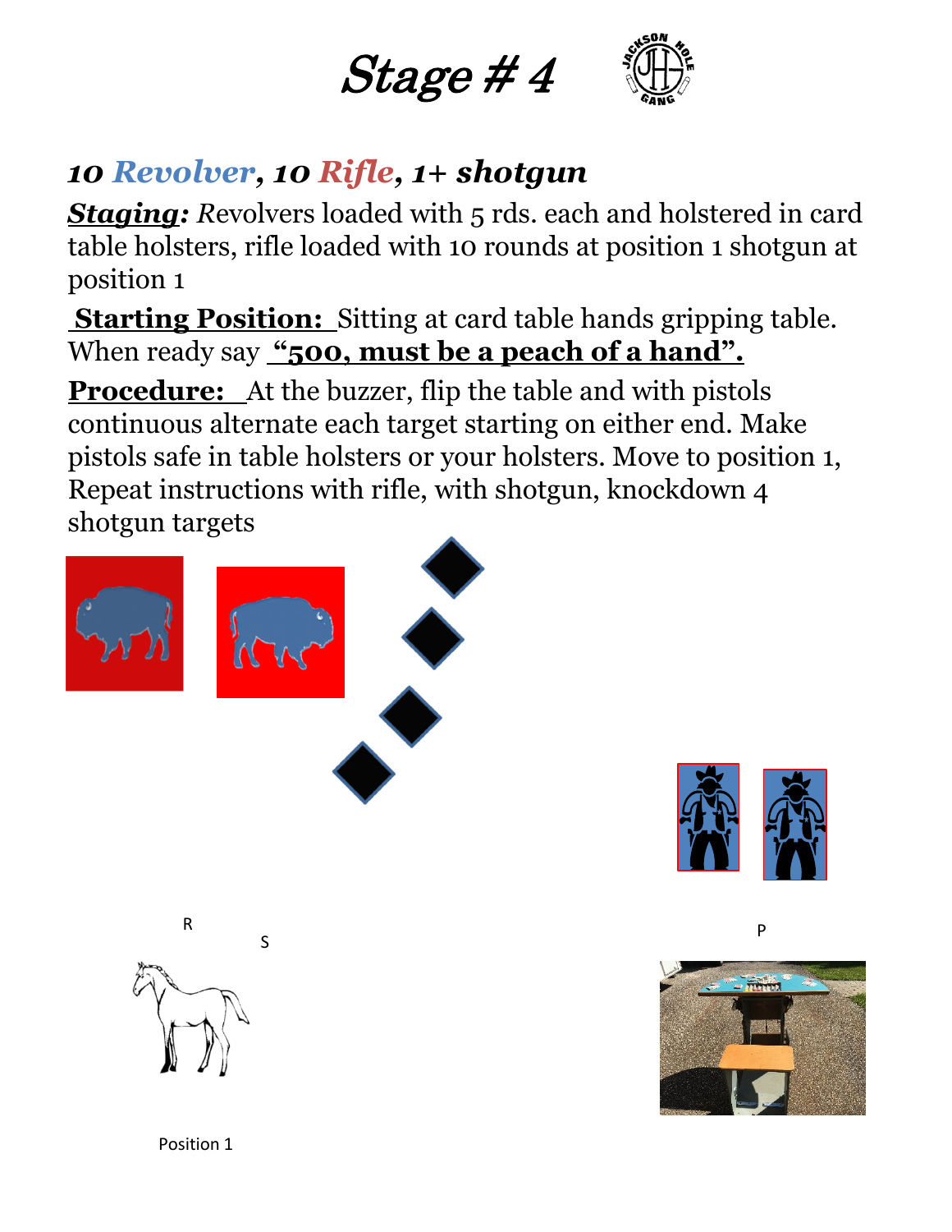# *Stage # 4*

## ***10 Revolver, 10 Rifle, 1+ shotgun***

***Staging:*** Revolvers loaded with 5 rds. each and holstered in card table holsters, rifle loaded with 10 rounds at position 1 shotgun at position 1

**Starting Position:** Sitting at card table hands gripping table. When ready say **"500, must be a peach of a hand".**

**Procedure:** At the buzzer, flip the table and with pistols continuous alternate each target starting on either end. Make pistols safe in table holsters or your holsters. Move to position 1, Repeat instructions with rifle, with shotgun, knockdown 4 shotgun targets

R

S

P

Position 1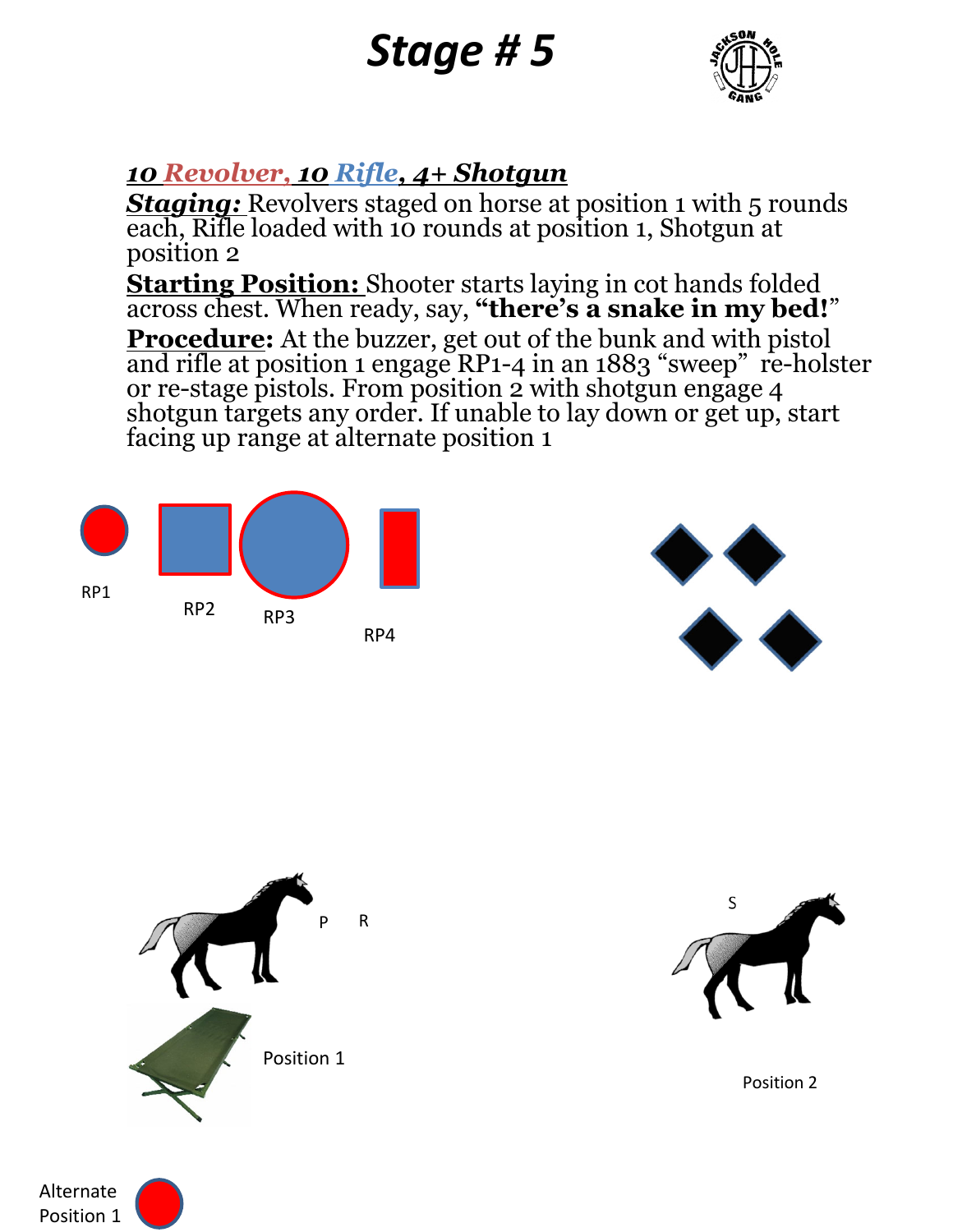# Stage # 5

***10 Revolver, 10 Rifle, 4+ Shotgun***

***Staging:*** Revolvers staged on horse at position 1 with 5 rounds each, Rifle loaded with 10 rounds at position 1, Shotgun at position 2

**Starting Position:** Shooter starts laying in cot hands folded across chest. When ready, say, **"there's a snake in my bed!"**

**Procedure:** At the buzzer, get out of the bunk and with pistol and rifle at position 1 engage RP1-4 in an 1883 "sweep" re-holster or re-stage pistols. From position 2 with shotgun engage 4 shotgun targets any order. If unable to lay down or get up, start facing up range at alternate position 1

RP1

RP2

RP3

RP4

P

R

Position 1

S

Position 2

Alternate Position 1